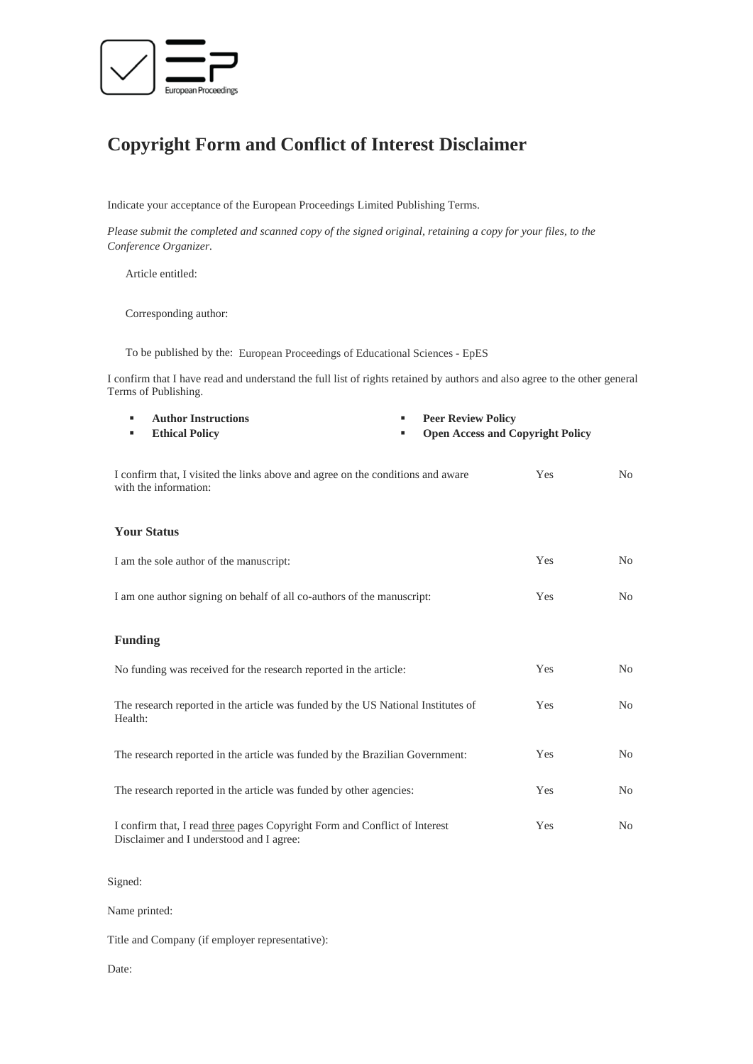# Copyright Form and Conflict of Interest Disclaimer

Indicate your acceptance of the European Proceedings Limited Publishing Terms.

*Please submit the completed and scanned copy of the signed original, retaining a copy for your files, to the Conference Organizer.*

Article entitled:

Corresponding author:

To be published by the: European Proceedings of Educational Sciences - EpES

I confirm that I have read and understand the full list of rights retained by authors and also agree to the other general Terms of Publishing.

- **Author Instructions**
- **Ethical Policy**
- **Peer Review Policy**
- **Open Access and Copyright Policy**

| | | |
|---|---|---|
| I confirm that, I visited the links above and agree on the conditions and aware with the information: | Yes | No |

### Your Status

| | | |
|---|---|---|
| I am the sole author of the manuscript: | Yes | No |
| I am one author signing on behalf of all co-authors of the manuscript: | Yes | No |

### Funding

| | | |
|---|---|---|
| No funding was received for the research reported in the article: | Yes | No |
| The research reported in the article was funded by the US National Institutes of Health: | Yes | No |
| The research reported in the article was funded by the Brazilian Government: | Yes | No |
| The research reported in the article was funded by other agencies: | Yes | No |
| I confirm that, I read three pages Copyright Form and Conflict of Interest Disclaimer and I understood and I agree: | Yes | No |

Signed:

Name printed:

Title and Company (if employer representative):

Date: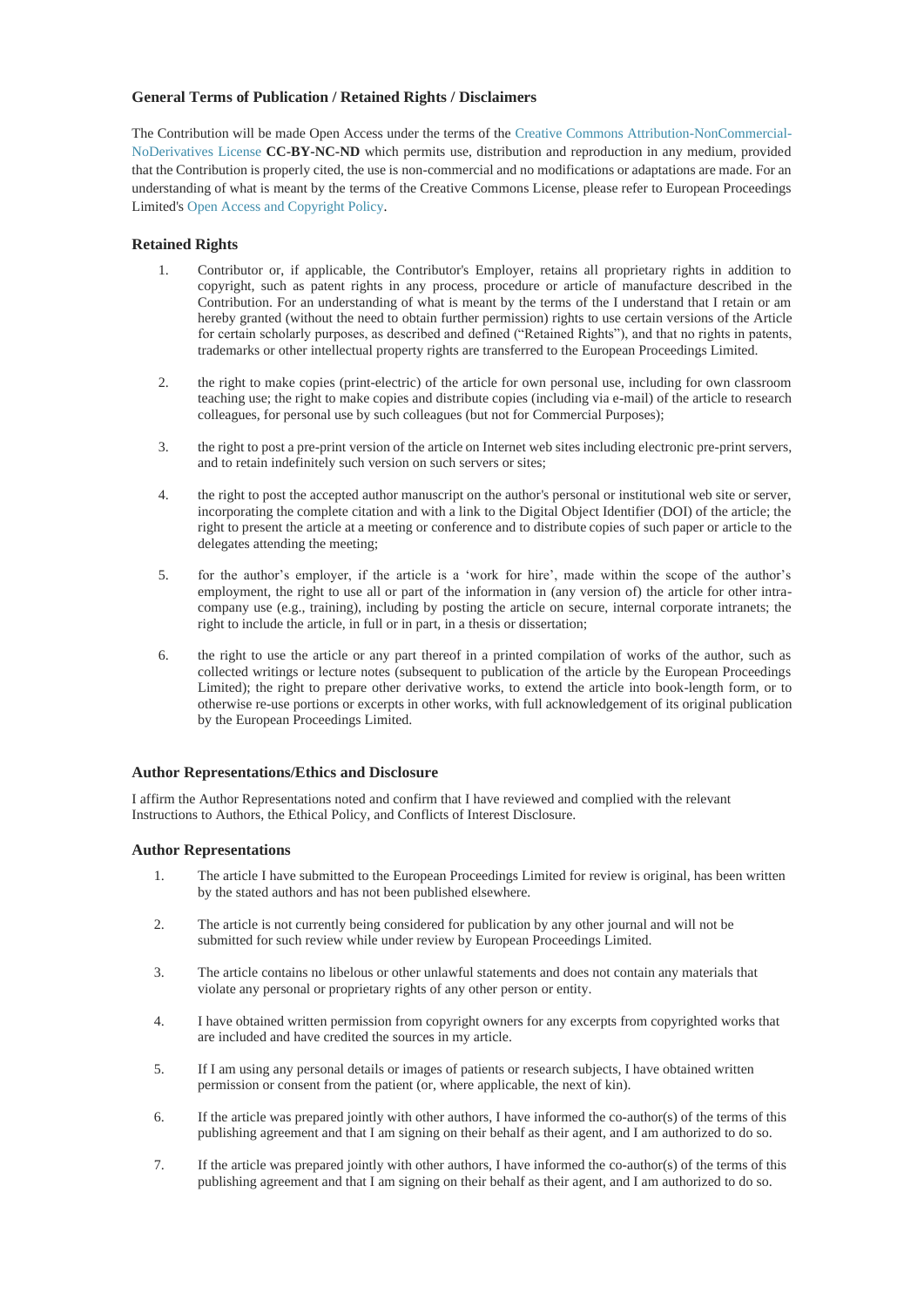### General Terms of Publication / Retained Rights / Disclaimers

The Contribution will be made Open Access under the terms of the Creative Commons Attribution-NonCommercial-NoDerivatives License **CC-BY-NC-ND** which permits use, distribution and reproduction in any medium, provided that the Contribution is properly cited, the use is non-commercial and no modifications or adaptations are made. For an understanding of what is meant by the terms of the Creative Commons License, please refer to European Proceedings Limited's Open Access and Copyright Policy.

### Retained Rights

1. Contributor or, if applicable, the Contributor's Employer, retains all proprietary rights in addition to copyright, such as patent rights in any process, procedure or article of manufacture described in the Contribution. For an understanding of what is meant by the terms of the I understand that I retain or am hereby granted (without the need to obtain further permission) rights to use certain versions of the Article for certain scholarly purposes, as described and defined ("Retained Rights"), and that no rights in patents, trademarks or other intellectual property rights are transferred to the European Proceedings Limited.

2. the right to make copies (print-electric) of the article for own personal use, including for own classroom teaching use; the right to make copies and distribute copies (including via e-mail) of the article to research colleagues, for personal use by such colleagues (but not for Commercial Purposes);

3. the right to post a pre-print version of the article on Internet web sites including electronic pre-print servers, and to retain indefinitely such version on such servers or sites;

4. the right to post the accepted author manuscript on the author's personal or institutional web site or server, incorporating the complete citation and with a link to the Digital Object Identifier (DOI) of the article; the right to present the article at a meeting or conference and to distribute copies of such paper or article to the delegates attending the meeting;

5. for the author's employer, if the article is a 'work for hire', made within the scope of the author's employment, the right to use all or part of the information in (any version of) the article for other intra-company use (e.g., training), including by posting the article on secure, internal corporate intranets; the right to include the article, in full or in part, in a thesis or dissertation;

6. the right to use the article or any part thereof in a printed compilation of works of the author, such as collected writings or lecture notes (subsequent to publication of the article by the European Proceedings Limited); the right to prepare other derivative works, to extend the article into book-length form, or to otherwise re-use portions or excerpts in other works, with full acknowledgement of its original publication by the European Proceedings Limited.

### Author Representations/Ethics and Disclosure

I affirm the Author Representations noted and confirm that I have reviewed and complied with the relevant Instructions to Authors, the Ethical Policy, and Conflicts of Interest Disclosure.

### Author Representations

1. The article I have submitted to the European Proceedings Limited for review is original, has been written by the stated authors and has not been published elsewhere.

2. The article is not currently being considered for publication by any other journal and will not be submitted for such review while under review by European Proceedings Limited.

3. The article contains no libelous or other unlawful statements and does not contain any materials that violate any personal or proprietary rights of any other person or entity.

4. I have obtained written permission from copyright owners for any excerpts from copyrighted works that are included and have credited the sources in my article.

5. If I am using any personal details or images of patients or research subjects, I have obtained written permission or consent from the patient (or, where applicable, the next of kin).

6. If the article was prepared jointly with other authors, I have informed the co-author(s) of the terms of this publishing agreement and that I am signing on their behalf as their agent, and I am authorized to do so.

7. If the article was prepared jointly with other authors, I have informed the co-author(s) of the terms of this publishing agreement and that I am signing on their behalf as their agent, and I am authorized to do so.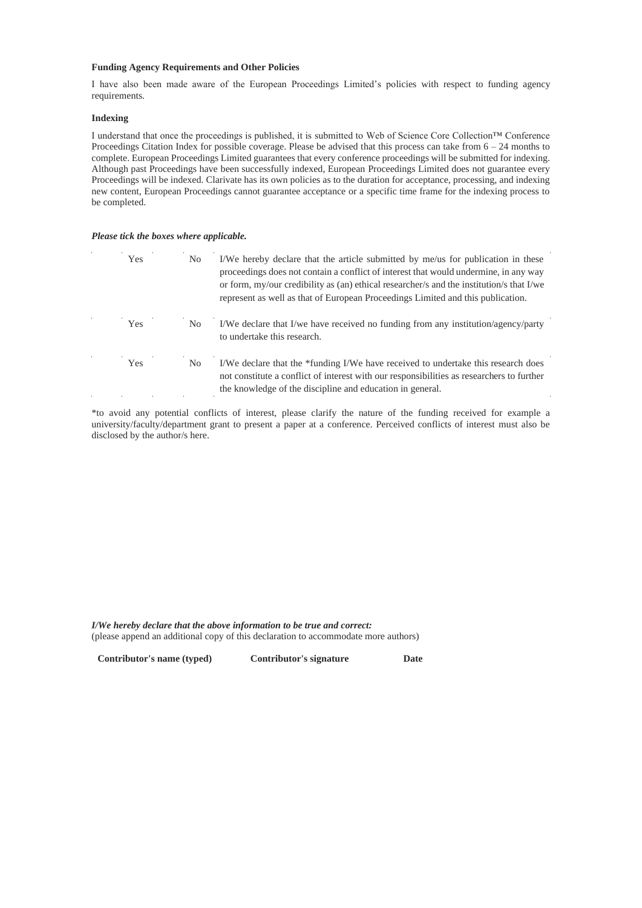**Funding Agency Requirements and Other Policies**

I have also been made aware of the European Proceedings Limited's policies with respect to funding agency requirements.

**Indexing**

I understand that once the proceedings is published, it is submitted to Web of Science Core Collection™ Conference Proceedings Citation Index for possible coverage. Please be advised that this process can take from 6 – 24 months to complete. European Proceedings Limited guarantees that every conference proceedings will be submitted for indexing. Although past Proceedings have been successfully indexed, European Proceedings Limited does not guarantee every Proceedings will be indexed. Clarivate has its own policies as to the duration for acceptance, processing, and indexing new content, European Proceedings cannot guarantee acceptance or a specific time frame for the indexing process to be completed.

***Please tick the boxes where applicable.***

| | | |
|---|---|---|
| Yes | No | I/We hereby declare that the article submitted by me/us for publication in these proceedings does not contain a conflict of interest that would undermine, in any way or form, my/our credibility as (an) ethical researcher/s and the institution/s that I/we represent as well as that of European Proceedings Limited and this publication. |
| Yes | No | I/We declare that I/we have received no funding from any institution/agency/party to undertake this research. |
| Yes | No | I/We declare that the *funding I/We have received to undertake this research does not constitute a conflict of interest with our responsibilities as researchers to further the knowledge of the discipline and education in general. |

*to avoid any potential conflicts of interest, please clarify the nature of the funding received for example a university/faculty/department grant to present a paper at a conference. Perceived conflicts of interest must also be disclosed by the author/s here.

***I/We hereby declare that the above information to be true and correct:***
(please append an additional copy of this declaration to accommodate more authors)

| Contributor's name (typed) | Contributor's signature | Date |
|---|---|---|